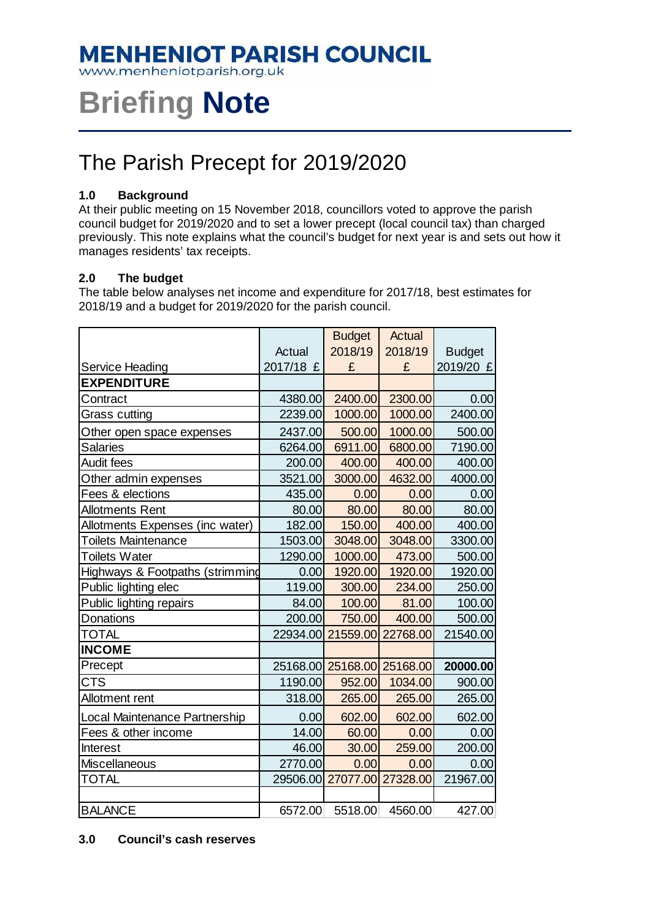# MENHENIOT PARISH COUNCIL

www.menheniotparish.org.uk

# Briefing **Note**

## The Parish Precept for 2019/2020

### 1.0 Background

At their public meeting on 15 November 2018, councillors voted to approve the parish council budget for 2019/2020 and to set a lower precept (local council tax) than charged previously. This note explains what the council's budget for next year is and sets out how it manages residents' tax receipts.

### 2.0 The budget

The table below analyses net income and expenditure for 2017/18, best estimates for 2018/19 and a budget for 2019/2020 for the parish council.

| Service Heading | Actual 2017/18 £ | Budget 2018/19 £ | Actual 2018/19 £ | Budget 2019/20 £ |
|---|---|---|---|---|
| **EXPENDITURE** | | | | |
| Contract | 4380.00 | 2400.00 | 2300.00 | 0.00 |
| Grass cutting | 2239.00 | 1000.00 | 1000.00 | 2400.00 |
| Other open space expenses | 2437.00 | 500.00 | 1000.00 | 500.00 |
| Salaries | 6264.00 | 6911.00 | 6800.00 | 7190.00 |
| Audit fees | 200.00 | 400.00 | 400.00 | 400.00 |
| Other admin expenses | 3521.00 | 3000.00 | 4632.00 | 4000.00 |
| Fees & elections | 435.00 | 0.00 | 0.00 | 0.00 |
| Allotments Rent | 80.00 | 80.00 | 80.00 | 80.00 |
| Allotments Expenses (inc water) | 182.00 | 150.00 | 400.00 | 400.00 |
| Toilets Maintenance | 1503.00 | 3048.00 | 3048.00 | 3300.00 |
| Toilets Water | 1290.00 | 1000.00 | 473.00 | 500.00 |
| Highways & Footpaths (strimming | 0.00 | 1920.00 | 1920.00 | 1920.00 |
| Public lighting elec | 119.00 | 300.00 | 234.00 | 250.00 |
| Public lighting repairs | 84.00 | 100.00 | 81.00 | 100.00 |
| Donations | 200.00 | 750.00 | 400.00 | 500.00 |
| TOTAL | 22934.00 | 21559.00 | 22768.00 | 21540.00 |
| **INCOME** | | | | |
| Precept | 25168.00 | 25168.00 | 25168.00 | **20000.00** |
| CTS | 1190.00 | 952.00 | 1034.00 | 900.00 |
| Allotment rent | 318.00 | 265.00 | 265.00 | 265.00 |
| Local Maintenance Partnership | 0.00 | 602.00 | 602.00 | 602.00 |
| Fees & other income | 14.00 | 60.00 | 0.00 | 0.00 |
| Interest | 46.00 | 30.00 | 259.00 | 200.00 |
| Miscellaneous | 2770.00 | 0.00 | 0.00 | 0.00 |
| TOTAL | 29506.00 | 27077.00 | 27328.00 | 21967.00 |
| | | | | |
| BALANCE | 6572.00 | 5518.00 | 4560.00 | 427.00 |

### 3.0 Council's cash reserves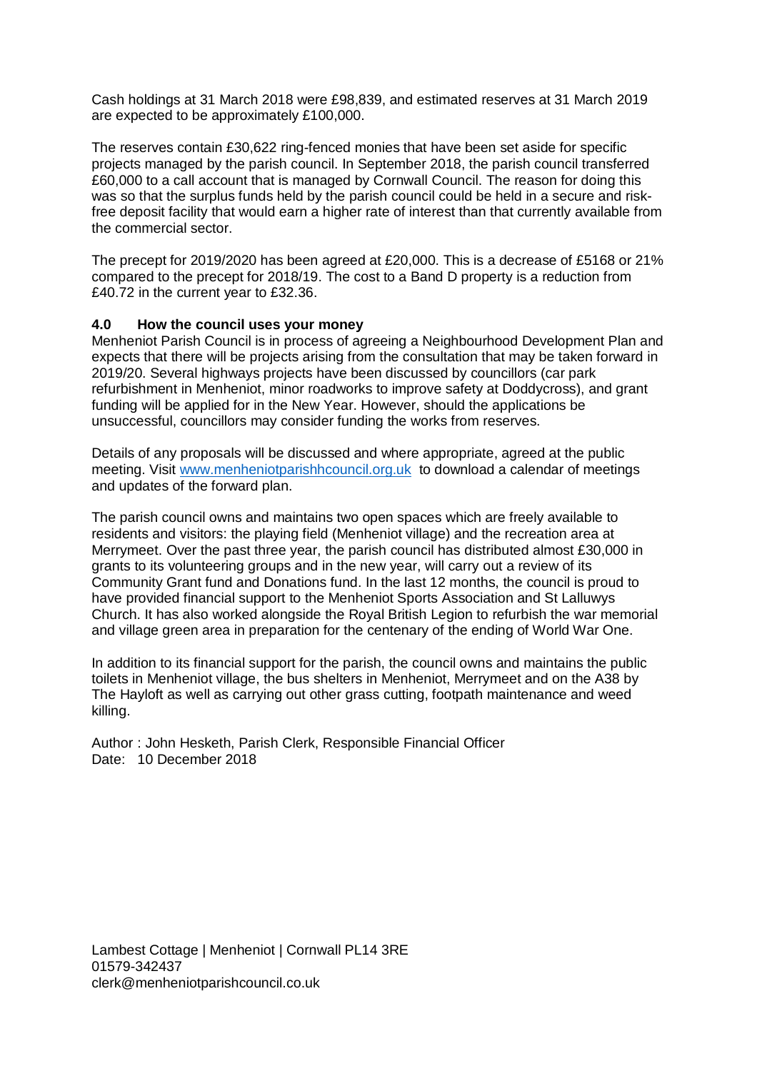Cash holdings at 31 March 2018 were £98,839, and estimated reserves at 31 March 2019 are expected to be approximately £100,000.

The reserves contain £30,622 ring-fenced monies that have been set aside for specific projects managed by the parish council. In September 2018, the parish council transferred £60,000 to a call account that is managed by Cornwall Council. The reason for doing this was so that the surplus funds held by the parish council could be held in a secure and risk-free deposit facility that would earn a higher rate of interest than that currently available from the commercial sector.

The precept for 2019/2020 has been agreed at £20,000. This is a decrease of £5168 or 21% compared to the precept for 2018/19. The cost to a Band D property is a reduction from £40.72 in the current year to £32.36.

## 4.0 How the council uses your money

Menheniot Parish Council is in process of agreeing a Neighbourhood Development Plan and expects that there will be projects arising from the consultation that may be taken forward in 2019/20. Several highways projects have been discussed by councillors (car park refurbishment in Menheniot, minor roadworks to improve safety at Doddycross), and grant funding will be applied for in the New Year. However, should the applications be unsuccessful, councillors may consider funding the works from reserves.

Details of any proposals will be discussed and where appropriate, agreed at the public meeting. Visit [www.menheniotparishhcouncil.org.uk](http://www.menheniotparishhcouncil.org.uk) to download a calendar of meetings and updates of the forward plan.

The parish council owns and maintains two open spaces which are freely available to residents and visitors: the playing field (Menheniot village) and the recreation area at Merrymeet. Over the past three year, the parish council has distributed almost £30,000 in grants to its volunteering groups and in the new year, will carry out a review of its Community Grant fund and Donations fund. In the last 12 months, the council is proud to have provided financial support to the Menheniot Sports Association and St Lalluwys Church. It has also worked alongside the Royal British Legion to refurbish the war memorial and village green area in preparation for the centenary of the ending of World War One.

In addition to its financial support for the parish, the council owns and maintains the public toilets in Menheniot village, the bus shelters in Menheniot, Merrymeet and on the A38 by The Hayloft as well as carrying out other grass cutting, footpath maintenance and weed killing.

Author : John Hesketh, Parish Clerk, Responsible Financial Officer
Date: 10 December 2018

Lambest Cottage | Menheniot | Cornwall PL14 3RE
01579-342437
clerk@menheniotparishcouncil.co.uk